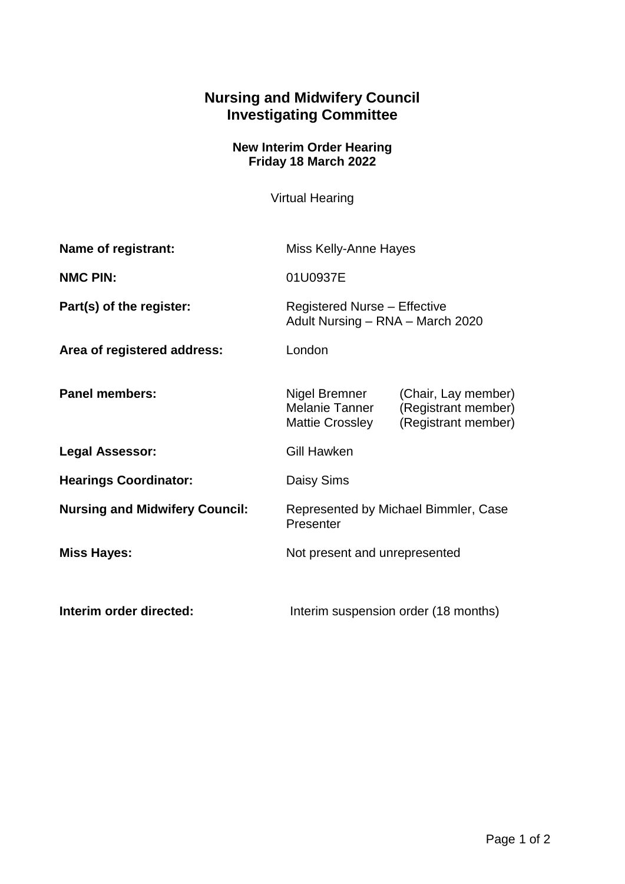# Nursing and Midwifery Council
# Investigating Committee

### New Interim Order Hearing
### Friday 18 March 2022

Virtual Hearing

| | |
|---|---|
| **Name of registrant:** | Miss Kelly-Anne Hayes |
| **NMC PIN:** | 01U0937E |
| **Part(s) of the register:** | Registered Nurse – Effective<br>Adult Nursing – RNA – March 2020 |
| **Area of registered address:** | London |
| **Panel members:** | Nigel Bremner (Chair, Lay member)<br>Melanie Tanner (Registrant member)<br>Mattie Crossley (Registrant member) |
| **Legal Assessor:** | Gill Hawken |
| **Hearings Coordinator:** | Daisy Sims |
| **Nursing and Midwifery Council:** | Represented by Michael Bimmler, Case Presenter |
| **Miss Hayes:** | Not present and unrepresented |
| **Interim order directed:** | Interim suspension order (18 months) |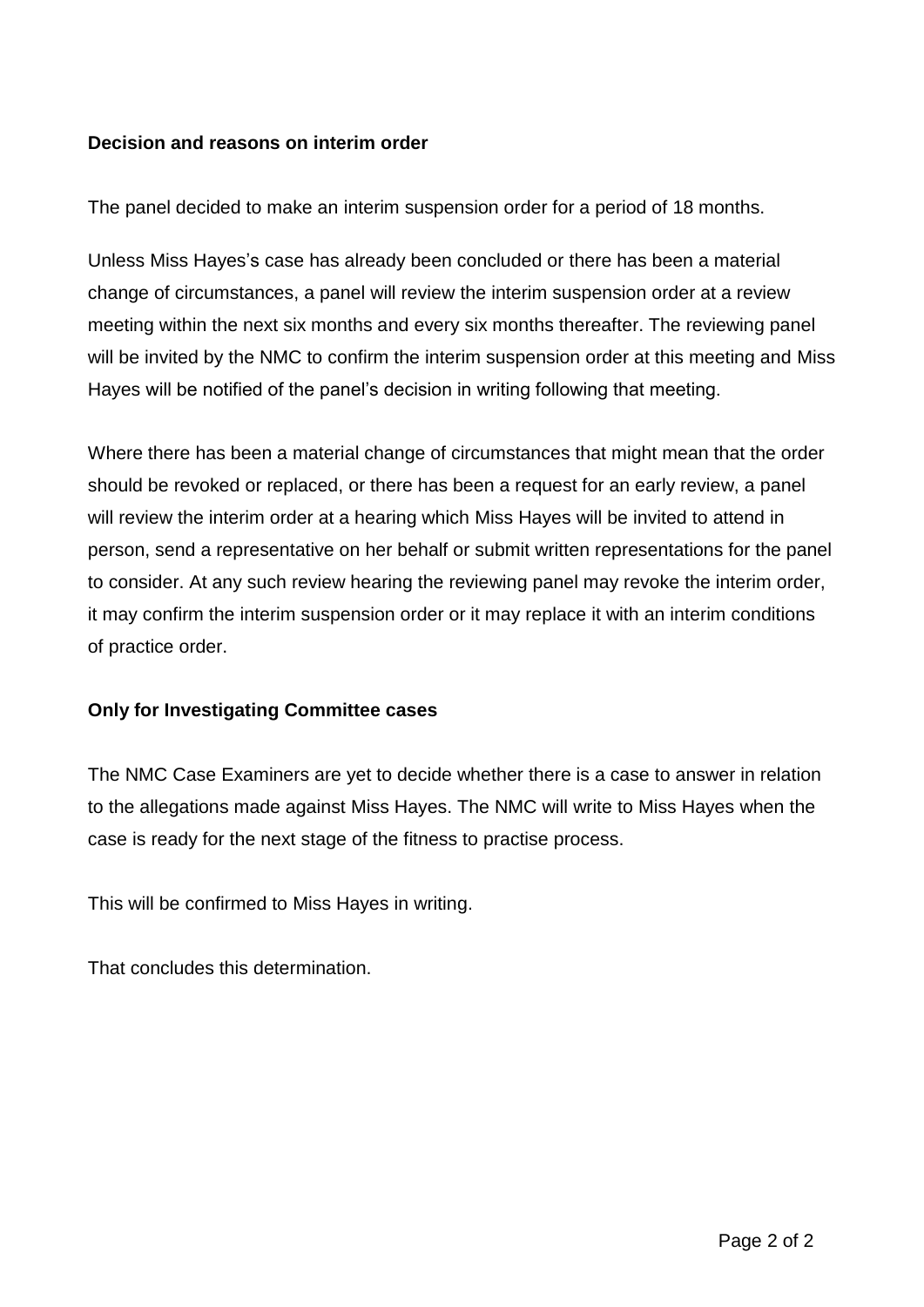**Decision and reasons on interim order**

The panel decided to make an interim suspension order for a period of 18 months.

Unless Miss Hayes's case has already been concluded or there has been a material change of circumstances, a panel will review the interim suspension order at a review meeting within the next six months and every six months thereafter. The reviewing panel will be invited by the NMC to confirm the interim suspension order at this meeting and Miss Hayes will be notified of the panel's decision in writing following that meeting.

Where there has been a material change of circumstances that might mean that the order should be revoked or replaced, or there has been a request for an early review, a panel will review the interim order at a hearing which Miss Hayes will be invited to attend in person, send a representative on her behalf or submit written representations for the panel to consider. At any such review hearing the reviewing panel may revoke the interim order, it may confirm the interim suspension order or it may replace it with an interim conditions of practice order.

**Only for Investigating Committee cases**

The NMC Case Examiners are yet to decide whether there is a case to answer in relation to the allegations made against Miss Hayes. The NMC will write to Miss Hayes when the case is ready for the next stage of the fitness to practise process.

This will be confirmed to Miss Hayes in writing.

That concludes this determination.